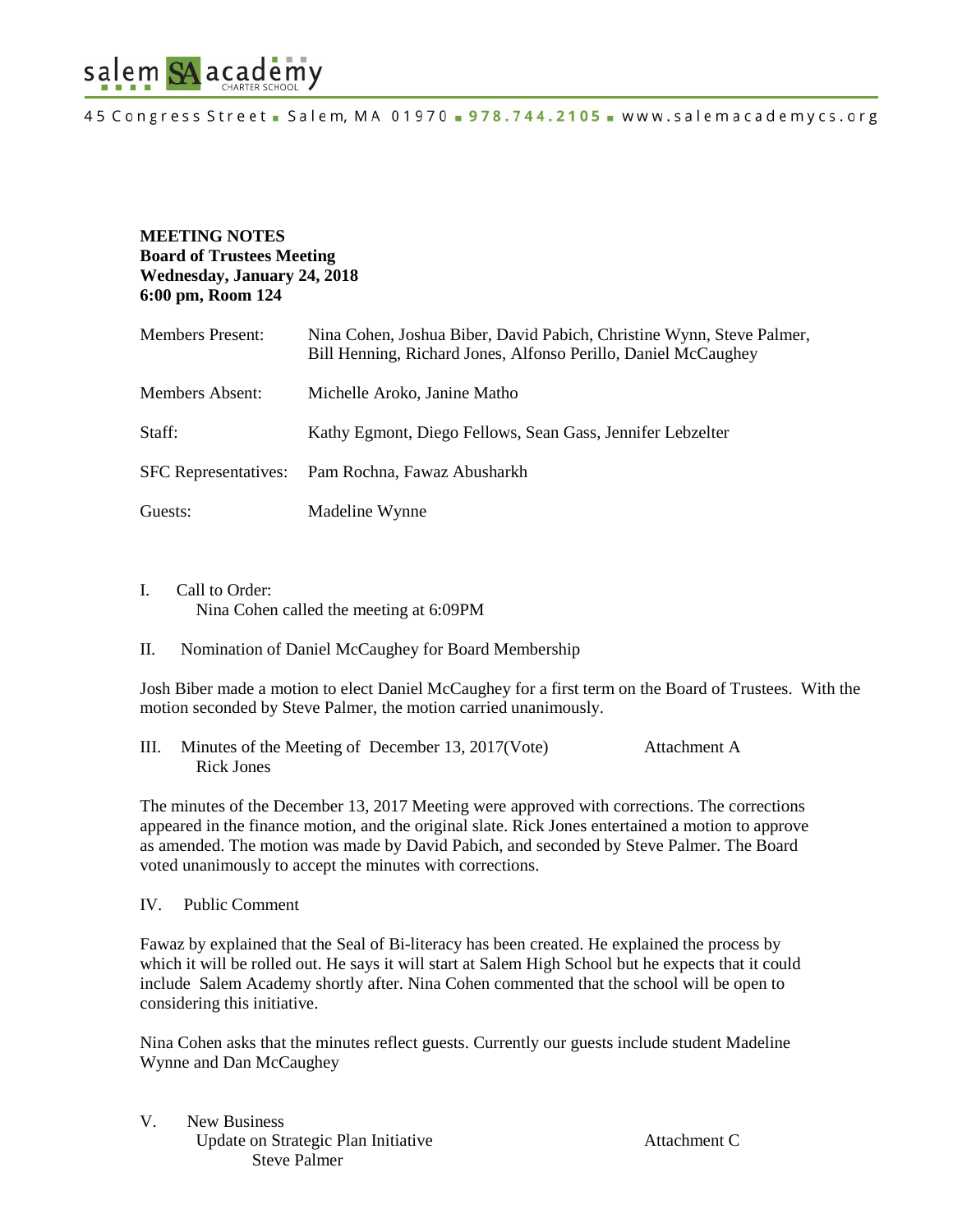salem SA academy CHARTER SCHOOL

45 Congress Street ■ Salem, MA 01970 ■ 978.744.2105 ■ www.salemacademycs.org

**MEETING NOTES**
**Board of Trustees Meeting**
**Wednesday, January 24, 2018**
**6:00 pm, Room 124**

| | |
|---|---|
| Members Present: | Nina Cohen, Joshua Biber, David Pabich, Christine Wynn, Steve Palmer, Bill Henning, Richard Jones, Alfonso Perillo, Daniel McCaughey |
| Members Absent: | Michelle Aroko, Janine Matho |
| Staff: | Kathy Egmont, Diego Fellows, Sean Gass, Jennifer Lebzelter |
| SFC Representatives: | Pam Rochna, Fawaz Abusharkh |
| Guests: | Madeline Wynne |

I. Call to Order:
Nina Cohen called the meeting at 6:09PM

II. Nomination of Daniel McCaughey for Board Membership

Josh Biber made a motion to elect Daniel McCaughey for a first term on the Board of Trustees. With the motion seconded by Steve Palmer, the motion carried unanimously.

III. Minutes of the Meeting of December 13, 2017(Vote) Attachment A
Rick Jones

The minutes of the December 13, 2017 Meeting were approved with corrections. The corrections appeared in the finance motion, and the original slate. Rick Jones entertained a motion to approve as amended. The motion was made by David Pabich, and seconded by Steve Palmer. The Board voted unanimously to accept the minutes with corrections.

IV. Public Comment

Fawaz by explained that the Seal of Bi-literacy has been created. He explained the process by which it will be rolled out. He says it will start at Salem High School but he expects that it could include Salem Academy shortly after. Nina Cohen commented that the school will be open to considering this initiative.

Nina Cohen asks that the minutes reflect guests. Currently our guests include student Madeline Wynne and Dan McCaughey

V. New Business
Update on Strategic Plan Initiative Attachment C
Steve Palmer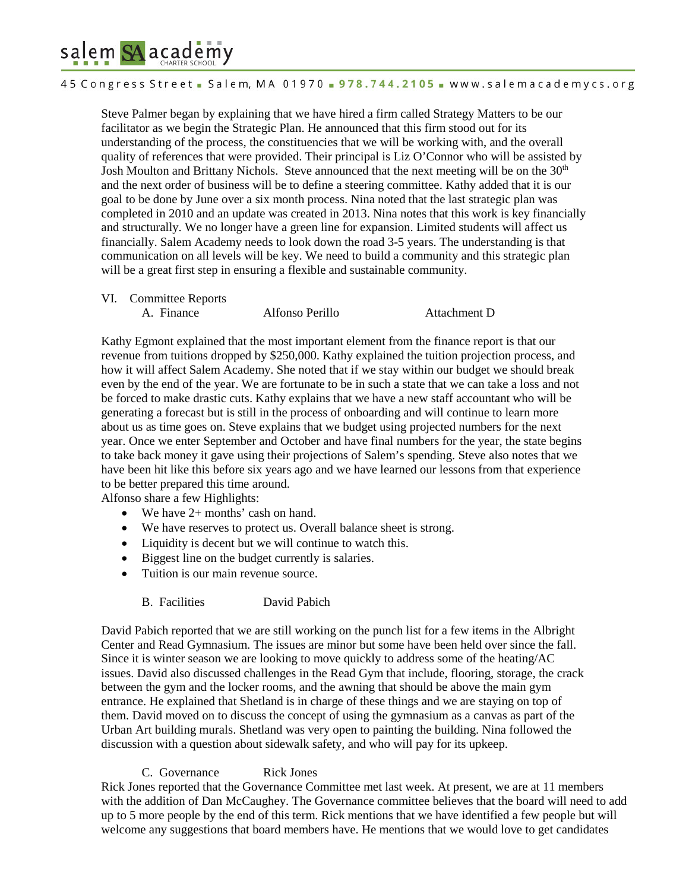Steve Palmer began by explaining that we have hired a firm called Strategy Matters to be our facilitator as we begin the Strategic Plan. He announced that this firm stood out for its understanding of the process, the constituencies that we will be working with, and the overall quality of references that were provided. Their principal is Liz O'Connor who will be assisted by Josh Moulton and Brittany Nichols. Steve announced that the next meeting will be on the 30th and the next order of business will be to define a steering committee. Kathy added that it is our goal to be done by June over a six month process. Nina noted that the last strategic plan was completed in 2010 and an update was created in 2013. Nina notes that this work is key financially and structurally. We no longer have a green line for expansion. Limited students will affect us financially. Salem Academy needs to look down the road 3-5 years. The understanding is that communication on all levels will be key. We need to build a community and this strategic plan will be a great first step in ensuring a flexible and sustainable community.

VI. Committee Reports

A. Finance — Alfonso Perillo — Attachment D

Kathy Egmont explained that the most important element from the finance report is that our revenue from tuitions dropped by $250,000. Kathy explained the tuition projection process, and how it will affect Salem Academy. She noted that if we stay within our budget we should break even by the end of the year. We are fortunate to be in such a state that we can take a loss and not be forced to make drastic cuts. Kathy explains that we have a new staff accountant who will be generating a forecast but is still in the process of onboarding and will continue to learn more about us as time goes on. Steve explains that we budget using projected numbers for the next year. Once we enter September and October and have final numbers for the year, the state begins to take back money it gave using their projections of Salem's spending. Steve also notes that we have been hit like this before six years ago and we have learned our lessons from that experience to be better prepared this time around.

Alfonso share a few Highlights:

- We have 2+ months' cash on hand.
- We have reserves to protect us. Overall balance sheet is strong.
- Liquidity is decent but we will continue to watch this.
- Biggest line on the budget currently is salaries.
- Tuition is our main revenue source.

B. Facilities — David Pabich

David Pabich reported that we are still working on the punch list for a few items in the Albright Center and Read Gymnasium. The issues are minor but some have been held over since the fall. Since it is winter season we are looking to move quickly to address some of the heating/AC issues. David also discussed challenges in the Read Gym that include, flooring, storage, the crack between the gym and the locker rooms, and the awning that should be above the main gym entrance. He explained that Shetland is in charge of these things and we are staying on top of them. David moved on to discuss the concept of using the gymnasium as a canvas as part of the Urban Art building murals. Shetland was very open to painting the building. Nina followed the discussion with a question about sidewalk safety, and who will pay for its upkeep.

C. Governance — Rick Jones

Rick Jones reported that the Governance Committee met last week. At present, we are at 11 members with the addition of Dan McCaughey. The Governance committee believes that the board will need to add up to 5 more people by the end of this term. Rick mentions that we have identified a few people but will welcome any suggestions that board members have. He mentions that we would love to get candidates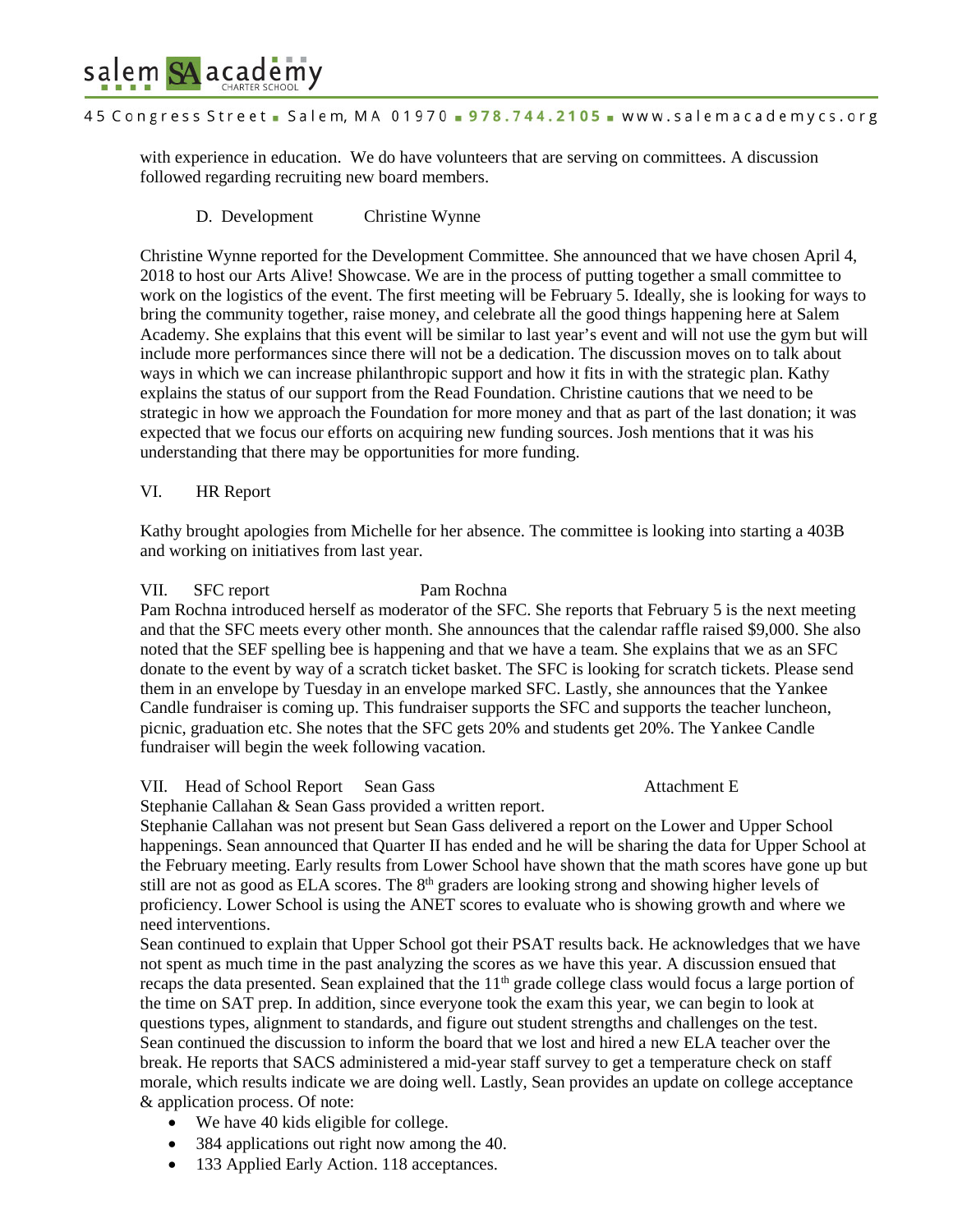with experience in education. We do have volunteers that are serving on committees. A discussion followed regarding recruiting new board members.

D. Development Christine Wynne

Christine Wynne reported for the Development Committee. She announced that we have chosen April 4, 2018 to host our Arts Alive! Showcase. We are in the process of putting together a small committee to work on the logistics of the event. The first meeting will be February 5. Ideally, she is looking for ways to bring the community together, raise money, and celebrate all the good things happening here at Salem Academy. She explains that this event will be similar to last year's event and will not use the gym but will include more performances since there will not be a dedication. The discussion moves on to talk about ways in which we can increase philanthropic support and how it fits in with the strategic plan. Kathy explains the status of our support from the Read Foundation. Christine cautions that we need to be strategic in how we approach the Foundation for more money and that as part of the last donation; it was expected that we focus our efforts on acquiring new funding sources. Josh mentions that it was his understanding that there may be opportunities for more funding.

VI. HR Report

Kathy brought apologies from Michelle for her absence. The committee is looking into starting a 403B and working on initiatives from last year.

VII. SFC report Pam Rochna

Pam Rochna introduced herself as moderator of the SFC. She reports that February 5 is the next meeting and that the SFC meets every other month. She announces that the calendar raffle raised $9,000. She also noted that the SEF spelling bee is happening and that we have a team. She explains that we as an SFC donate to the event by way of a scratch ticket basket. The SFC is looking for scratch tickets. Please send them in an envelope by Tuesday in an envelope marked SFC. Lastly, she announces that the Yankee Candle fundraiser is coming up. This fundraiser supports the SFC and supports the teacher luncheon, picnic, graduation etc. She notes that the SFC gets 20% and students get 20%. The Yankee Candle fundraiser will begin the week following vacation.

VII. Head of School Report Sean Gass Attachment E

Stephanie Callahan & Sean Gass provided a written report.

Stephanie Callahan was not present but Sean Gass delivered a report on the Lower and Upper School happenings. Sean announced that Quarter II has ended and he will be sharing the data for Upper School at the February meeting. Early results from Lower School have shown that the math scores have gone up but still are not as good as ELA scores. The 8th graders are looking strong and showing higher levels of proficiency. Lower School is using the ANET scores to evaluate who is showing growth and where we need interventions.

Sean continued to explain that Upper School got their PSAT results back. He acknowledges that we have not spent as much time in the past analyzing the scores as we have this year. A discussion ensued that recaps the data presented. Sean explained that the 11th grade college class would focus a large portion of the time on SAT prep. In addition, since everyone took the exam this year, we can begin to look at questions types, alignment to standards, and figure out student strengths and challenges on the test. Sean continued the discussion to inform the board that we lost and hired a new ELA teacher over the break. He reports that SACS administered a mid-year staff survey to get a temperature check on staff morale, which results indicate we are doing well. Lastly, Sean provides an update on college acceptance & application process. Of note:

- We have 40 kids eligible for college.
- 384 applications out right now among the 40.
- 133 Applied Early Action. 118 acceptances.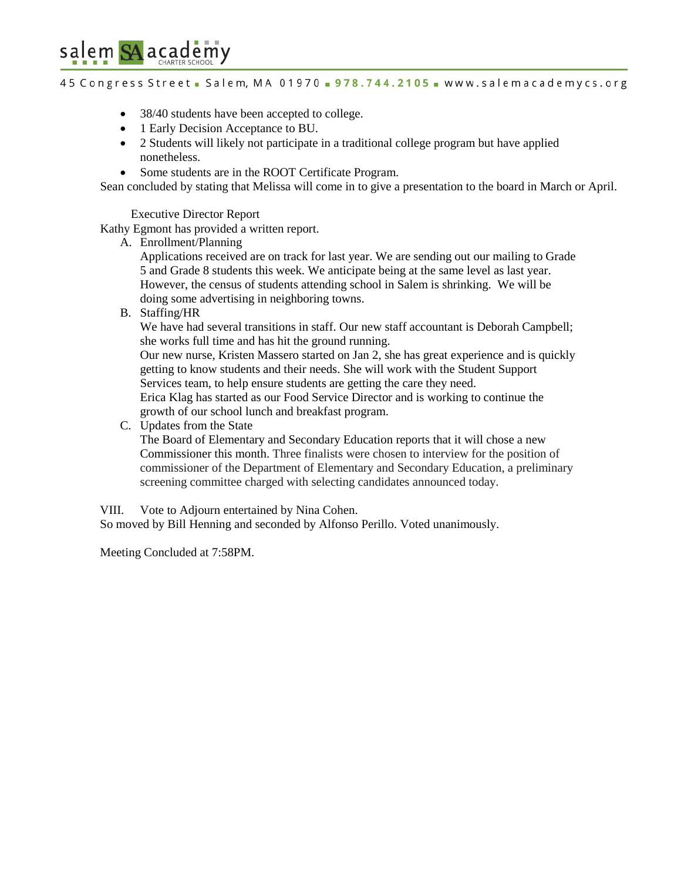- 38/40 students have been accepted to college.
- 1 Early Decision Acceptance to BU.
- 2 Students will likely not participate in a traditional college program but have applied nonetheless.
- Some students are in the ROOT Certificate Program.

Sean concluded by stating that Melissa will come in to give a presentation to the board in March or April.

Executive Director Report

Kathy Egmont has provided a written report.

A. Enrollment/Planning

Applications received are on track for last year. We are sending out our mailing to Grade 5 and Grade 8 students this week. We anticipate being at the same level as last year. However, the census of students attending school in Salem is shrinking. We will be doing some advertising in neighboring towns.

B. Staffing/HR

We have had several transitions in staff. Our new staff accountant is Deborah Campbell; she works full time and has hit the ground running.

Our new nurse, Kristen Massero started on Jan 2, she has great experience and is quickly getting to know students and their needs. She will work with the Student Support Services team, to help ensure students are getting the care they need.

Erica Klag has started as our Food Service Director and is working to continue the growth of our school lunch and breakfast program.

C. Updates from the State

The Board of Elementary and Secondary Education reports that it will chose a new Commissioner this month. Three finalists were chosen to interview for the position of commissioner of the Department of Elementary and Secondary Education, a preliminary screening committee charged with selecting candidates announced today.

VIII. Vote to Adjourn entertained by Nina Cohen.

So moved by Bill Henning and seconded by Alfonso Perillo. Voted unanimously.

Meeting Concluded at 7:58PM.